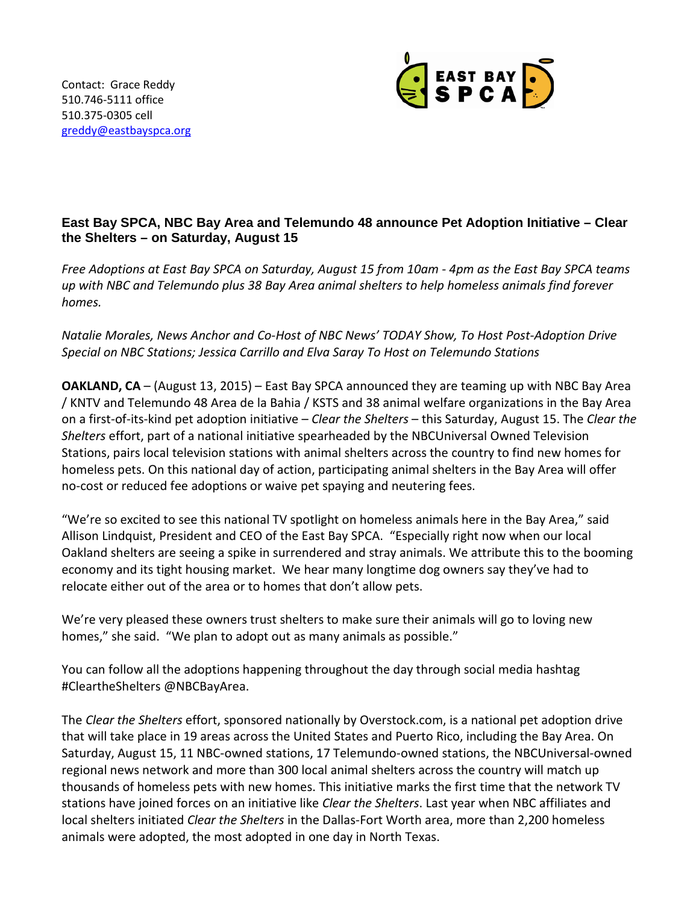Contact: Grace Reddy
510.746-5111 office
510.375-0305 cell
greddy@eastbayspca.org

**East Bay SPCA, NBC Bay Area and Telemundo 48 announce Pet Adoption Initiative – Clear the Shelters – on Saturday, August 15**

*Free Adoptions at East Bay SPCA on Saturday, August 15 from 10am - 4pm as the East Bay SPCA teams up with NBC and Telemundo plus 38 Bay Area animal shelters to help homeless animals find forever homes.*

*Natalie Morales, News Anchor and Co-Host of NBC News' TODAY Show, To Host Post-Adoption Drive Special on NBC Stations; Jessica Carrillo and Elva Saray To Host on Telemundo Stations*

**OAKLAND, CA** – (August 13, 2015) – East Bay SPCA announced they are teaming up with NBC Bay Area / KNTV and Telemundo 48 Area de la Bahia / KSTS and 38 animal welfare organizations in the Bay Area on a first-of-its-kind pet adoption initiative – *Clear the Shelters* – this Saturday, August 15. The *Clear the Shelters* effort, part of a national initiative spearheaded by the NBCUniversal Owned Television Stations, pairs local television stations with animal shelters across the country to find new homes for homeless pets. On this national day of action, participating animal shelters in the Bay Area will offer no-cost or reduced fee adoptions or waive pet spaying and neutering fees.

"We're so excited to see this national TV spotlight on homeless animals here in the Bay Area," said Allison Lindquist, President and CEO of the East Bay SPCA. "Especially right now when our local Oakland shelters are seeing a spike in surrendered and stray animals. We attribute this to the booming economy and its tight housing market. We hear many longtime dog owners say they've had to relocate either out of the area or to homes that don't allow pets.

We're very pleased these owners trust shelters to make sure their animals will go to loving new homes," she said. "We plan to adopt out as many animals as possible."

You can follow all the adoptions happening throughout the day through social media hashtag #CleartheShelters @NBCBayArea.

The *Clear the Shelters* effort, sponsored nationally by Overstock.com, is a national pet adoption drive that will take place in 19 areas across the United States and Puerto Rico, including the Bay Area. On Saturday, August 15, 11 NBC-owned stations, 17 Telemundo-owned stations, the NBCUniversal-owned regional news network and more than 300 local animal shelters across the country will match up thousands of homeless pets with new homes. This initiative marks the first time that the network TV stations have joined forces on an initiative like *Clear the Shelters*. Last year when NBC affiliates and local shelters initiated *Clear the Shelters* in the Dallas-Fort Worth area, more than 2,200 homeless animals were adopted, the most adopted in one day in North Texas.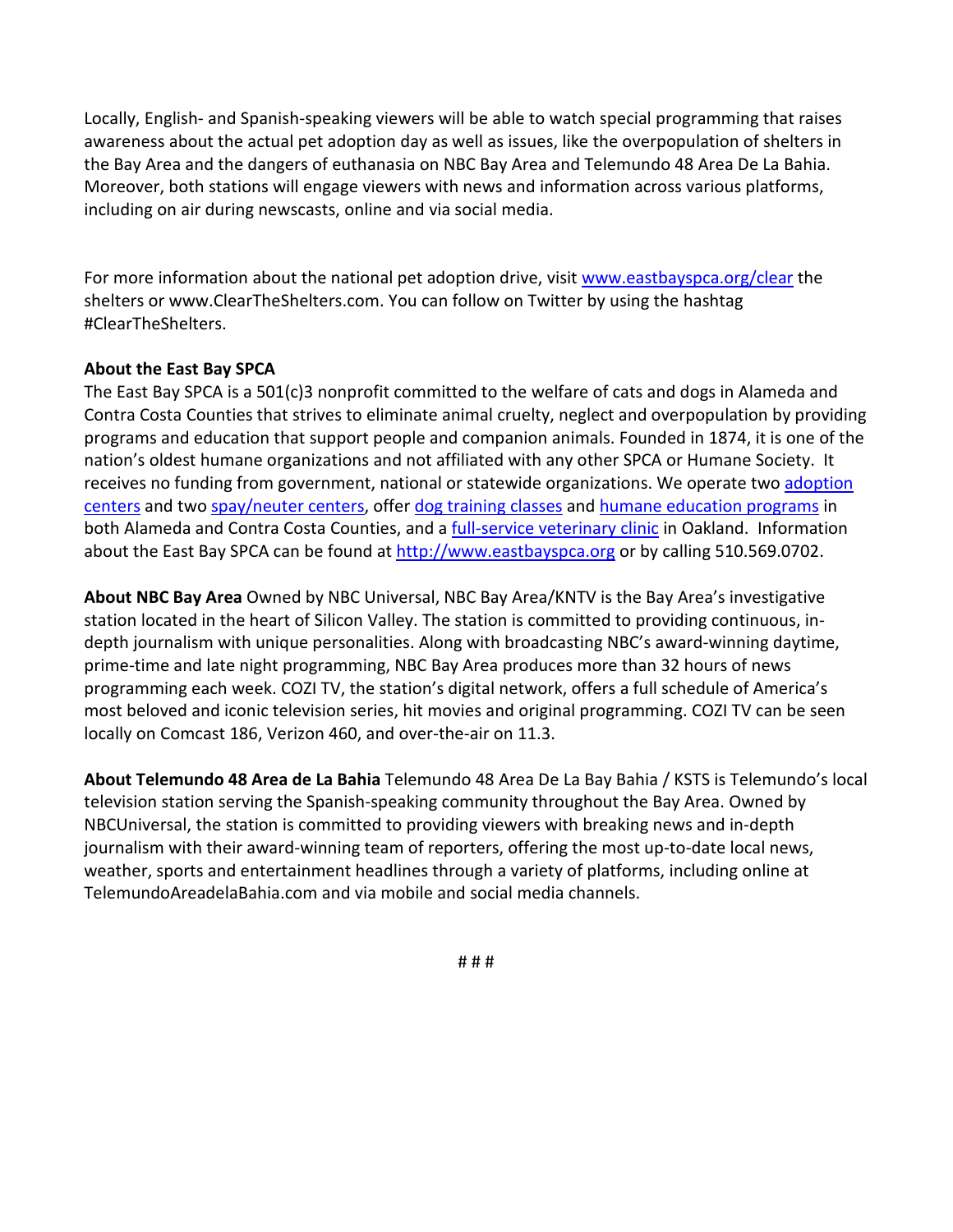Locally, English- and Spanish-speaking viewers will be able to watch special programming that raises awareness about the actual pet adoption day as well as issues, like the overpopulation of shelters in the Bay Area and the dangers of euthanasia on NBC Bay Area and Telemundo 48 Area De La Bahia. Moreover, both stations will engage viewers with news and information across various platforms, including on air during newscasts, online and via social media.

For more information about the national pet adoption drive, visit www.eastbayspca.org/clear the shelters or www.ClearTheShelters.com. You can follow on Twitter by using the hashtag #ClearTheShelters.

**About the East Bay SPCA**
The East Bay SPCA is a 501(c)3 nonprofit committed to the welfare of cats and dogs in Alameda and Contra Costa Counties that strives to eliminate animal cruelty, neglect and overpopulation by providing programs and education that support people and companion animals. Founded in 1874, it is one of the nation's oldest humane organizations and not affiliated with any other SPCA or Humane Society. It receives no funding from government, national or statewide organizations. We operate two adoption centers and two spay/neuter centers, offer dog training classes and humane education programs in both Alameda and Contra Costa Counties, and a full-service veterinary clinic in Oakland. Information about the East Bay SPCA can be found at http://www.eastbayspca.org or by calling 510.569.0702.

**About NBC Bay Area** Owned by NBC Universal, NBC Bay Area/KNTV is the Bay Area's investigative station located in the heart of Silicon Valley. The station is committed to providing continuous, in-depth journalism with unique personalities. Along with broadcasting NBC's award-winning daytime, prime-time and late night programming, NBC Bay Area produces more than 32 hours of news programming each week. COZI TV, the station's digital network, offers a full schedule of America's most beloved and iconic television series, hit movies and original programming. COZI TV can be seen locally on Comcast 186, Verizon 460, and over-the-air on 11.3.

**About Telemundo 48 Area de La Bahia** Telemundo 48 Area De La Bay Bahia / KSTS is Telemundo's local television station serving the Spanish-speaking community throughout the Bay Area. Owned by NBCUniversal, the station is committed to providing viewers with breaking news and in-depth journalism with their award-winning team of reporters, offering the most up-to-date local news, weather, sports and entertainment headlines through a variety of platforms, including online at TelemundoAreadelaBahia.com and via mobile and social media channels.

# # #